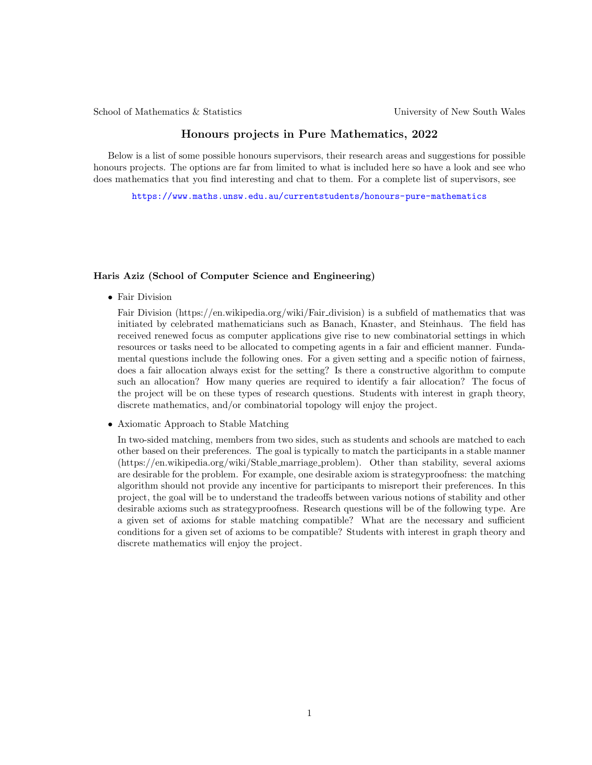School of Mathematics & Statistics University of New South Wales

# Honours projects in Pure Mathematics, 2022

Below is a list of some possible honours supervisors, their research areas and suggestions for possible honours projects. The options are far from limited to what is included here so have a look and see who does mathematics that you find interesting and chat to them. For a complete list of supervisors, see

https://www.maths.unsw.edu.au/currentstudents/honours-pure-mathematics

### Haris Aziz (School of Computer Science and Engineering)

- Fair Division

  Fair Division (https://en.wikipedia.org/wiki/Fair_division) is a subfield of mathematics that was initiated by celebrated mathematicians such as Banach, Knaster, and Steinhaus. The field has received renewed focus as computer applications give rise to new combinatorial settings in which resources or tasks need to be allocated to competing agents in a fair and efficient manner. Fundamental questions include the following ones. For a given setting and a specific notion of fairness, does a fair allocation always exist for the setting? Is there a constructive algorithm to compute such an allocation? How many queries are required to identify a fair allocation? The focus of the project will be on these types of research questions. Students with interest in graph theory, discrete mathematics, and/or combinatorial topology will enjoy the project.

- Axiomatic Approach to Stable Matching

  In two-sided matching, members from two sides, such as students and schools are matched to each other based on their preferences. The goal is typically to match the participants in a stable manner (https://en.wikipedia.org/wiki/Stable_marriage_problem). Other than stability, several axioms are desirable for the problem. For example, one desirable axiom is strategyproofness: the matching algorithm should not provide any incentive for participants to misreport their preferences. In this project, the goal will be to understand the tradeoffs between various notions of stability and other desirable axioms such as strategyproofness. Research questions will be of the following type. Are a given set of axioms for stable matching compatible? What are the necessary and sufficient conditions for a given set of axioms to be compatible? Students with interest in graph theory and discrete mathematics will enjoy the project.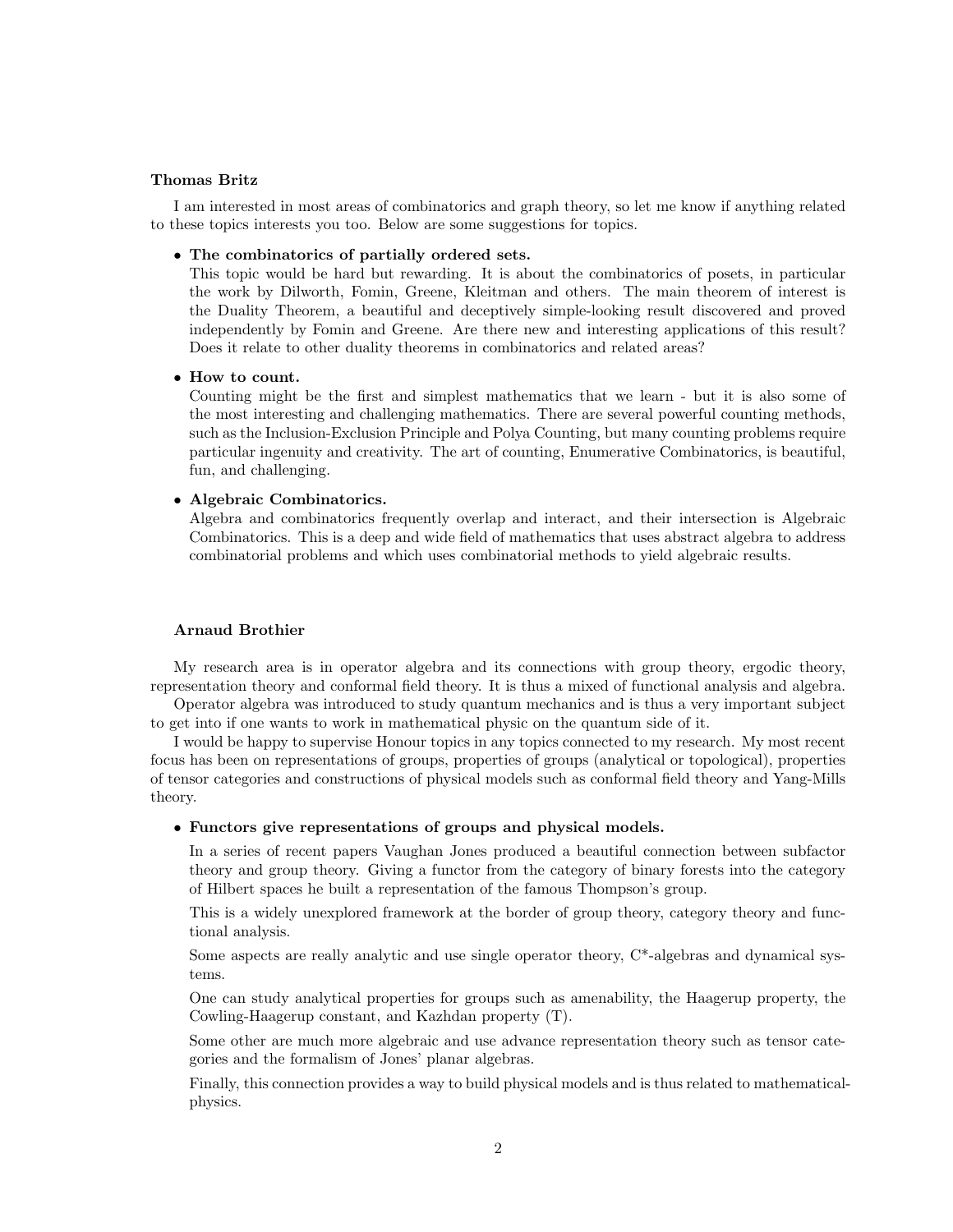**Thomas Britz**

I am interested in most areas of combinatorics and graph theory, so let me know if anything related to these topics interests you too. Below are some suggestions for topics.

- **The combinatorics of partially ordered sets.**
  This topic would be hard but rewarding. It is about the combinatorics of posets, in particular the work by Dilworth, Fomin, Greene, Kleitman and others. The main theorem of interest is the Duality Theorem, a beautiful and deceptively simple-looking result discovered and proved independently by Fomin and Greene. Are there new and interesting applications of this result? Does it relate to other duality theorems in combinatorics and related areas?

- **How to count.**
  Counting might be the first and simplest mathematics that we learn - but it is also some of the most interesting and challenging mathematics. There are several powerful counting methods, such as the Inclusion-Exclusion Principle and Polya Counting, but many counting problems require particular ingenuity and creativity. The art of counting, Enumerative Combinatorics, is beautiful, fun, and challenging.

- **Algebraic Combinatorics.**
  Algebra and combinatorics frequently overlap and interact, and their intersection is Algebraic Combinatorics. This is a deep and wide field of mathematics that uses abstract algebra to address combinatorial problems and which uses combinatorial methods to yield algebraic results.

**Arnaud Brothier**

My research area is in operator algebra and its connections with group theory, ergodic theory, representation theory and conformal field theory. It is thus a mixed of functional analysis and algebra.

Operator algebra was introduced to study quantum mechanics and is thus a very important subject to get into if one wants to work in mathematical physic on the quantum side of it.

I would be happy to supervise Honour topics in any topics connected to my research. My most recent focus has been on representations of groups, properties of groups (analytical or topological), properties of tensor categories and constructions of physical models such as conformal field theory and Yang-Mills theory.

- **Functors give representations of groups and physical models.**

  In a series of recent papers Vaughan Jones produced a beautiful connection between subfactor theory and group theory. Giving a functor from the category of binary forests into the category of Hilbert spaces he built a representation of the famous Thompson's group.

  This is a widely unexplored framework at the border of group theory, category theory and functional analysis.

  Some aspects are really analytic and use single operator theory, C*-algebras and dynamical systems.

  One can study analytical properties for groups such as amenability, the Haagerup property, the Cowling-Haagerup constant, and Kazhdan property (T).

  Some other are much more algebraic and use advance representation theory such as tensor categories and the formalism of Jones' planar algebras.

  Finally, this connection provides a way to build physical models and is thus related to mathematical-physics.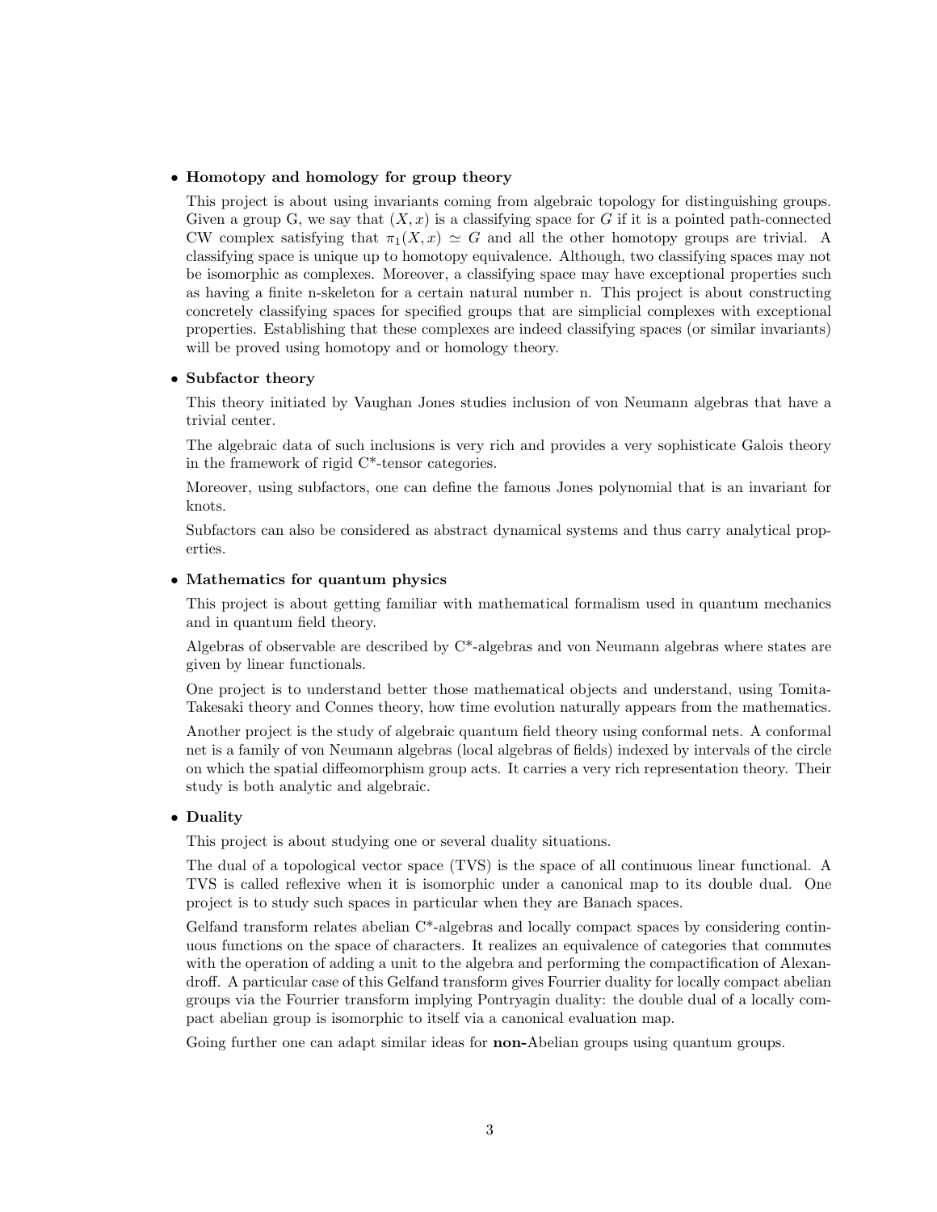- **Homotopy and homology for group theory**

  This project is about using invariants coming from algebraic topology for distinguishing groups. Given a group G, we say that $(X, x)$ is a classifying space for $G$ if it is a pointed path-connected CW complex satisfying that $\pi_1(X, x) \simeq G$ and all the other homotopy groups are trivial. A classifying space is unique up to homotopy equivalence. Although, two classifying spaces may not be isomorphic as complexes. Moreover, a classifying space may have exceptional properties such as having a finite n-skeleton for a certain natural number n. This project is about constructing concretely classifying spaces for specified groups that are simplicial complexes with exceptional properties. Establishing that these complexes are indeed classifying spaces (or similar invariants) will be proved using homotopy and or homology theory.

- **Subfactor theory**

  This theory initiated by Vaughan Jones studies inclusion of von Neumann algebras that have a trivial center.

  The algebraic data of such inclusions is very rich and provides a very sophisticate Galois theory in the framework of rigid C*-tensor categories.

  Moreover, using subfactors, one can define the famous Jones polynomial that is an invariant for knots.

  Subfactors can also be considered as abstract dynamical systems and thus carry analytical properties.

- **Mathematics for quantum physics**

  This project is about getting familiar with mathematical formalism used in quantum mechanics and in quantum field theory.

  Algebras of observable are described by C*-algebras and von Neumann algebras where states are given by linear functionals.

  One project is to understand better those mathematical objects and understand, using Tomita-Takesaki theory and Connes theory, how time evolution naturally appears from the mathematics.

  Another project is the study of algebraic quantum field theory using conformal nets. A conformal net is a family of von Neumann algebras (local algebras of fields) indexed by intervals of the circle on which the spatial diffeomorphism group acts. It carries a very rich representation theory. Their study is both analytic and algebraic.

- **Duality**

  This project is about studying one or several duality situations.

  The dual of a topological vector space (TVS) is the space of all continuous linear functional. A TVS is called reflexive when it is isomorphic under a canonical map to its double dual. One project is to study such spaces in particular when they are Banach spaces.

  Gelfand transform relates abelian C*-algebras and locally compact spaces by considering continuous functions on the space of characters. It realizes an equivalence of categories that commutes with the operation of adding a unit to the algebra and performing the compactification of Alexandroff. A particular case of this Gelfand transform gives Fourrier duality for locally compact abelian groups via the Fourrier transform implying Pontryagin duality: the double dual of a locally compact abelian group is isomorphic to itself via a canonical evaluation map.

  Going further one can adapt similar ideas for **non-**Abelian groups using quantum groups.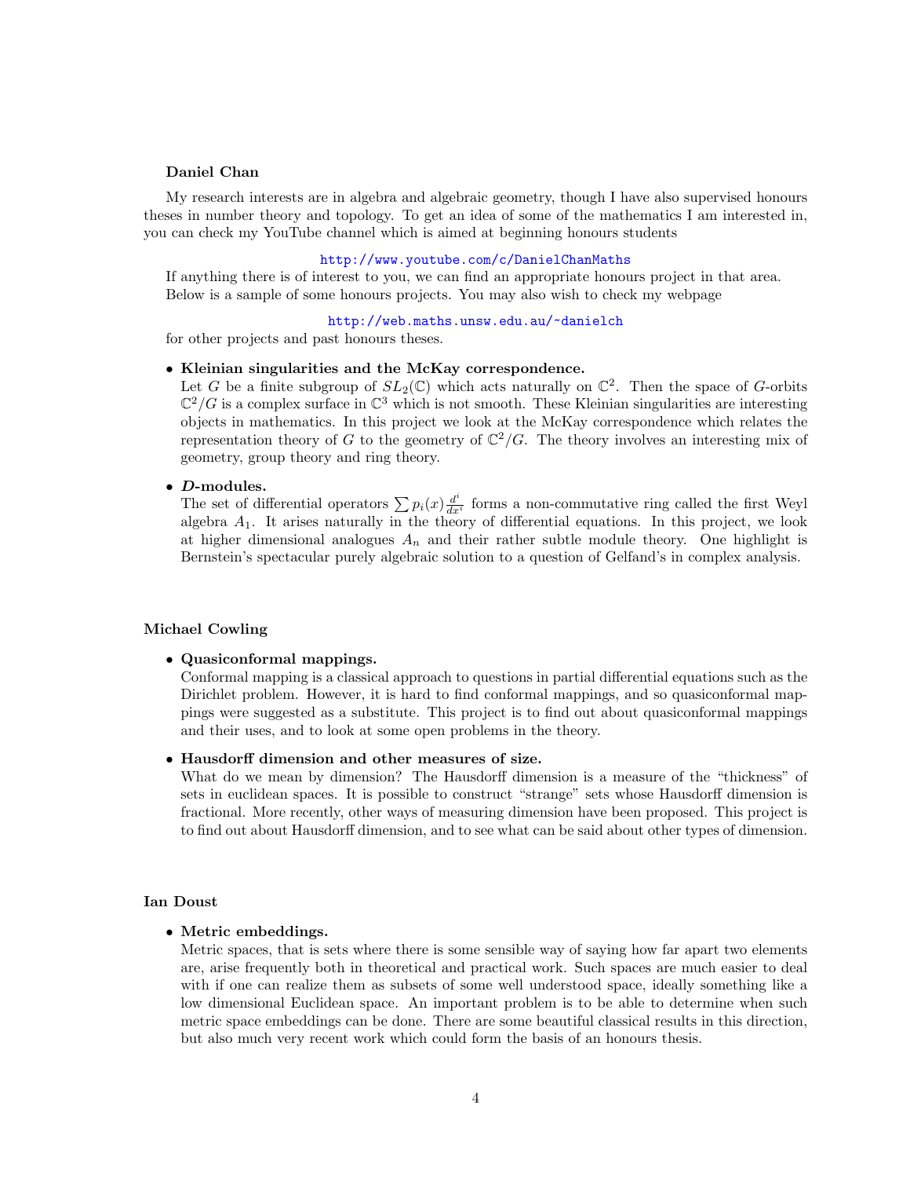### Daniel Chan

My research interests are in algebra and algebraic geometry, though I have also supervised honours theses in number theory and topology. To get an idea of some of the mathematics I am interested in, you can check my YouTube channel which is aimed at beginning honours students

http://www.youtube.com/c/DanielChanMaths

If anything there is of interest to you, we can find an appropriate honours project in that area. Below is a sample of some honours projects. You may also wish to check my webpage

http://web.maths.unsw.edu.au/~danielch

for other projects and past honours theses.

- **Kleinian singularities and the McKay correspondence.**
  Let $G$ be a finite subgroup of $SL_2(\mathbb{C})$ which acts naturally on $\mathbb{C}^2$. Then the space of $G$-orbits $\mathbb{C}^2/G$ is a complex surface in $\mathbb{C}^3$ which is not smooth. These Kleinian singularities are interesting objects in mathematics. In this project we look at the McKay correspondence which relates the representation theory of $G$ to the geometry of $\mathbb{C}^2/G$. The theory involves an interesting mix of geometry, group theory and ring theory.

- ***D*-modules.**
  The set of differential operators $\sum p_i(x) \frac{d^i}{dx^i}$ forms a non-commutative ring called the first Weyl algebra $A_1$. It arises naturally in the theory of differential equations. In this project, we look at higher dimensional analogues $A_n$ and their rather subtle module theory. One highlight is Bernstein's spectacular purely algebraic solution to a question of Gelfand's in complex analysis.

### Michael Cowling

- **Quasiconformal mappings.**
  Conformal mapping is a classical approach to questions in partial differential equations such as the Dirichlet problem. However, it is hard to find conformal mappings, and so quasiconformal mappings were suggested as a substitute. This project is to find out about quasiconformal mappings and their uses, and to look at some open problems in the theory.

- **Hausdorff dimension and other measures of size.**
  What do we mean by dimension? The Hausdorff dimension is a measure of the "thickness" of sets in euclidean spaces. It is possible to construct "strange" sets whose Hausdorff dimension is fractional. More recently, other ways of measuring dimension have been proposed. This project is to find out about Hausdorff dimension, and to see what can be said about other types of dimension.

### Ian Doust

- **Metric embeddings.**
  Metric spaces, that is sets where there is some sensible way of saying how far apart two elements are, arise frequently both in theoretical and practical work. Such spaces are much easier to deal with if one can realize them as subsets of some well understood space, ideally something like a low dimensional Euclidean space. An important problem is to be able to determine when such metric space embeddings can be done. There are some beautiful classical results in this direction, but also much very recent work which could form the basis of an honours thesis.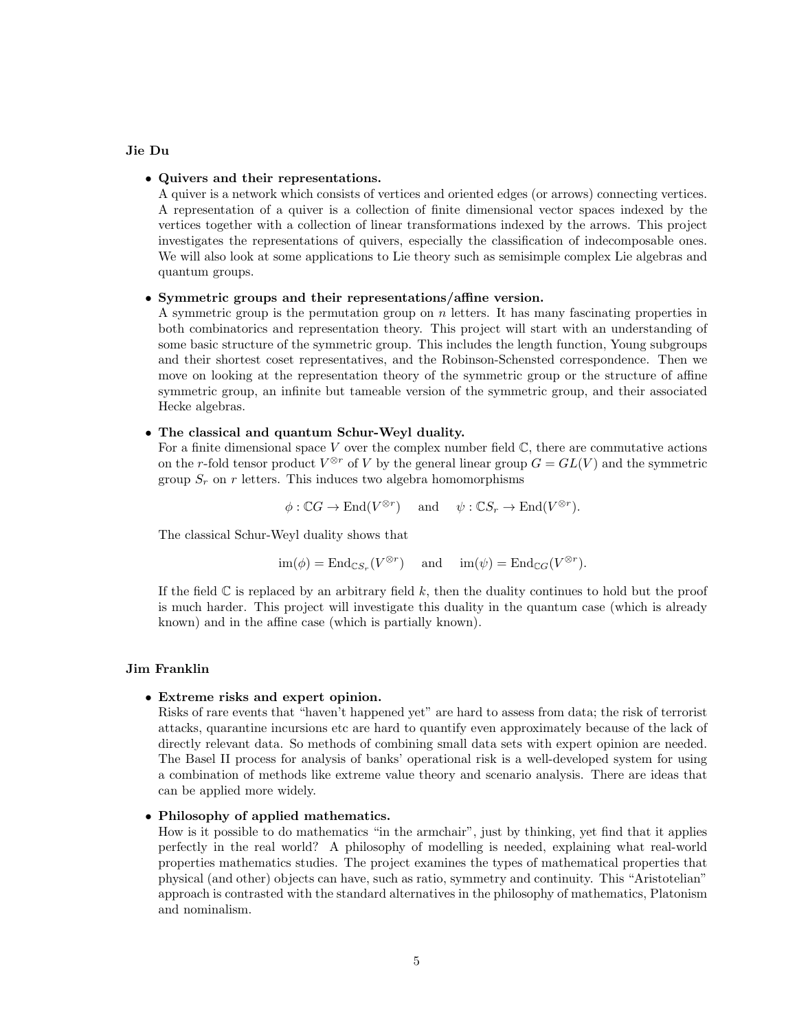**Jie Du**

- **Quivers and their representations.**
  A quiver is a network which consists of vertices and oriented edges (or arrows) connecting vertices. A representation of a quiver is a collection of finite dimensional vector spaces indexed by the vertices together with a collection of linear transformations indexed by the arrows. This project investigates the representations of quivers, especially the classification of indecomposable ones. We will also look at some applications to Lie theory such as semisimple complex Lie algebras and quantum groups.

- **Symmetric groups and their representations/affine version.**
  A symmetric group is the permutation group on $n$ letters. It has many fascinating properties in both combinatorics and representation theory. This project will start with an understanding of some basic structure of the symmetric group. This includes the length function, Young subgroups and their shortest coset representatives, and the Robinson-Schensted correspondence. Then we move on looking at the representation theory of the symmetric group or the structure of affine symmetric group, an infinite but tameable version of the symmetric group, and their associated Hecke algebras.

- **The classical and quantum Schur-Weyl duality.**
  For a finite dimensional space $V$ over the complex number field $\mathbb{C}$, there are commutative actions on the $r$-fold tensor product $V^{\otimes r}$ of $V$ by the general linear group $G = GL(V)$ and the symmetric group $S_r$ on $r$ letters. This induces two algebra homomorphisms

  $$\phi : \mathbb{C}G \to \mathrm{End}(V^{\otimes r}) \quad \text{and} \quad \psi : \mathbb{C}S_r \to \mathrm{End}(V^{\otimes r}).$$

  The classical Schur-Weyl duality shows that

  $$\mathrm{im}(\phi) = \mathrm{End}_{\mathbb{C}S_r}(V^{\otimes r}) \quad \text{and} \quad \mathrm{im}(\psi) = \mathrm{End}_{\mathbb{C}G}(V^{\otimes r}).$$

  If the field $\mathbb{C}$ is replaced by an arbitrary field $k$, then the duality continues to hold but the proof is much harder. This project will investigate this duality in the quantum case (which is already known) and in the affine case (which is partially known).

**Jim Franklin**

- **Extreme risks and expert opinion.**
  Risks of rare events that "haven't happened yet" are hard to assess from data; the risk of terrorist attacks, quarantine incursions etc are hard to quantify even approximately because of the lack of directly relevant data. So methods of combining small data sets with expert opinion are needed. The Basel II process for analysis of banks' operational risk is a well-developed system for using a combination of methods like extreme value theory and scenario analysis. There are ideas that can be applied more widely.

- **Philosophy of applied mathematics.**
  How is it possible to do mathematics "in the armchair", just by thinking, yet find that it applies perfectly in the real world? A philosophy of modelling is needed, explaining what real-world properties mathematics studies. The project examines the types of mathematical properties that physical (and other) objects can have, such as ratio, symmetry and continuity. This "Aristotelian" approach is contrasted with the standard alternatives in the philosophy of mathematics, Platonism and nominalism.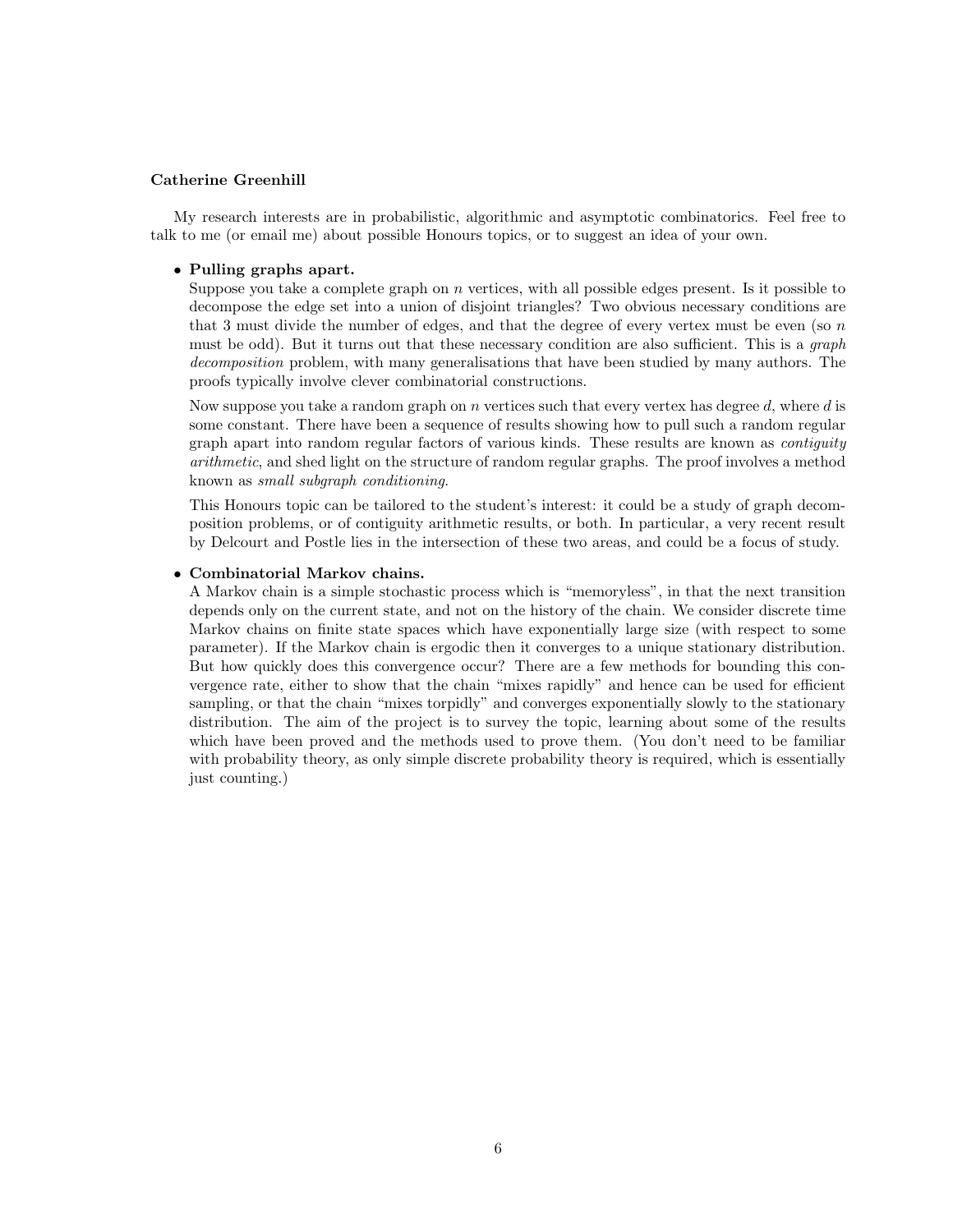**Catherine Greenhill**

My research interests are in probabilistic, algorithmic and asymptotic combinatorics. Feel free to talk to me (or email me) about possible Honours topics, or to suggest an idea of your own.

- **Pulling graphs apart.**
  Suppose you take a complete graph on $n$ vertices, with all possible edges present. Is it possible to decompose the edge set into a union of disjoint triangles? Two obvious necessary conditions are that 3 must divide the number of edges, and that the degree of every vertex must be even (so $n$ must be odd). But it turns out that these necessary condition are also sufficient. This is a *graph decomposition* problem, with many generalisations that have been studied by many authors. The proofs typically involve clever combinatorial constructions.

  Now suppose you take a random graph on $n$ vertices such that every vertex has degree $d$, where $d$ is some constant. There have been a sequence of results showing how to pull such a random regular graph apart into random regular factors of various kinds. These results are known as *contiguity arithmetic*, and shed light on the structure of random regular graphs. The proof involves a method known as *small subgraph conditioning*.

  This Honours topic can be tailored to the student's interest: it could be a study of graph decomposition problems, or of contiguity arithmetic results, or both. In particular, a very recent result by Delcourt and Postle lies in the intersection of these two areas, and could be a focus of study.

- **Combinatorial Markov chains.**
  A Markov chain is a simple stochastic process which is "memoryless", in that the next transition depends only on the current state, and not on the history of the chain. We consider discrete time Markov chains on finite state spaces which have exponentially large size (with respect to some parameter). If the Markov chain is ergodic then it converges to a unique stationary distribution. But how quickly does this convergence occur? There are a few methods for bounding this convergence rate, either to show that the chain "mixes rapidly" and hence can be used for efficient sampling, or that the chain "mixes torpidly" and converges exponentially slowly to the stationary distribution. The aim of the project is to survey the topic, learning about some of the results which have been proved and the methods used to prove them. (You don't need to be familiar with probability theory, as only simple discrete probability theory is required, which is essentially just counting.)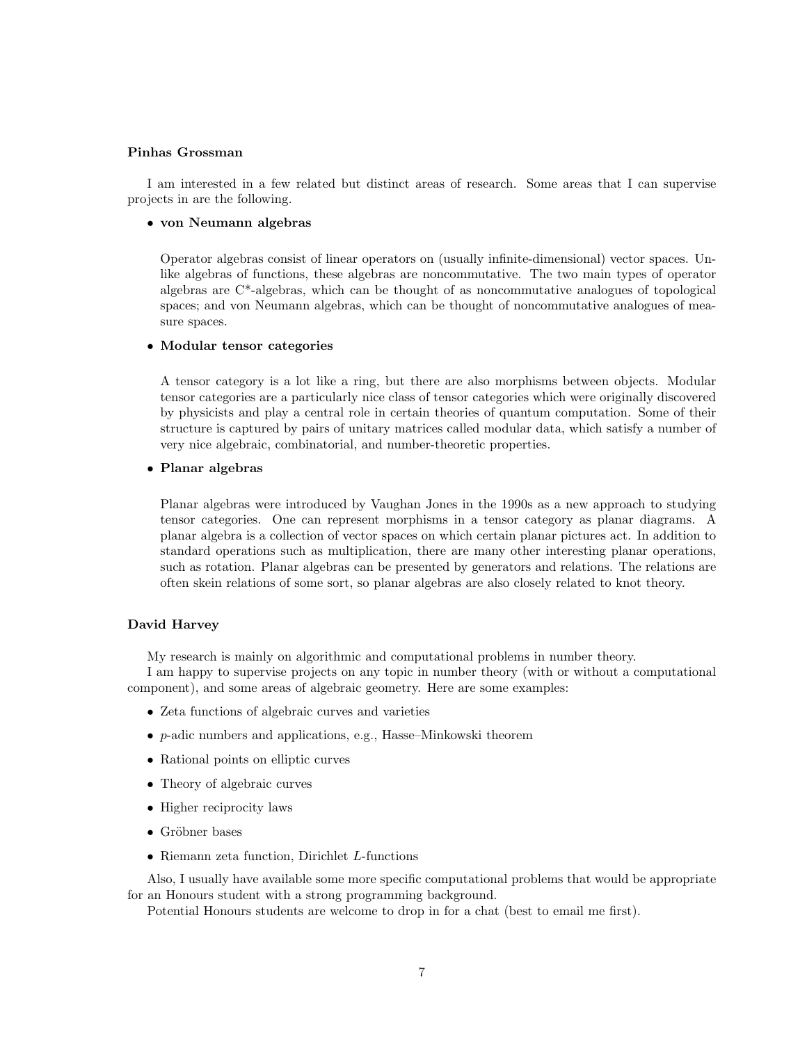**Pinhas Grossman**

I am interested in a few related but distinct areas of research. Some areas that I can supervise projects in are the following.

- **von Neumann algebras**

  Operator algebras consist of linear operators on (usually infinite-dimensional) vector spaces. Unlike algebras of functions, these algebras are noncommutative. The two main types of operator algebras are C*-algebras, which can be thought of as noncommutative analogues of topological spaces; and von Neumann algebras, which can be thought of noncommutative analogues of measure spaces.

- **Modular tensor categories**

  A tensor category is a lot like a ring, but there are also morphisms between objects. Modular tensor categories are a particularly nice class of tensor categories which were originally discovered by physicists and play a central role in certain theories of quantum computation. Some of their structure is captured by pairs of unitary matrices called modular data, which satisfy a number of very nice algebraic, combinatorial, and number-theoretic properties.

- **Planar algebras**

  Planar algebras were introduced by Vaughan Jones in the 1990s as a new approach to studying tensor categories. One can represent morphisms in a tensor category as planar diagrams. A planar algebra is a collection of vector spaces on which certain planar pictures act. In addition to standard operations such as multiplication, there are many other interesting planar operations, such as rotation. Planar algebras can be presented by generators and relations. The relations are often skein relations of some sort, so planar algebras are also closely related to knot theory.

**David Harvey**

My research is mainly on algorithmic and computational problems in number theory.

I am happy to supervise projects on any topic in number theory (with or without a computational component), and some areas of algebraic geometry. Here are some examples:

- Zeta functions of algebraic curves and varieties
- $p$-adic numbers and applications, e.g., Hasse–Minkowski theorem
- Rational points on elliptic curves
- Theory of algebraic curves
- Higher reciprocity laws
- Gröbner bases
- Riemann zeta function, Dirichlet $L$-functions

Also, I usually have available some more specific computational problems that would be appropriate for an Honours student with a strong programming background.

Potential Honours students are welcome to drop in for a chat (best to email me first).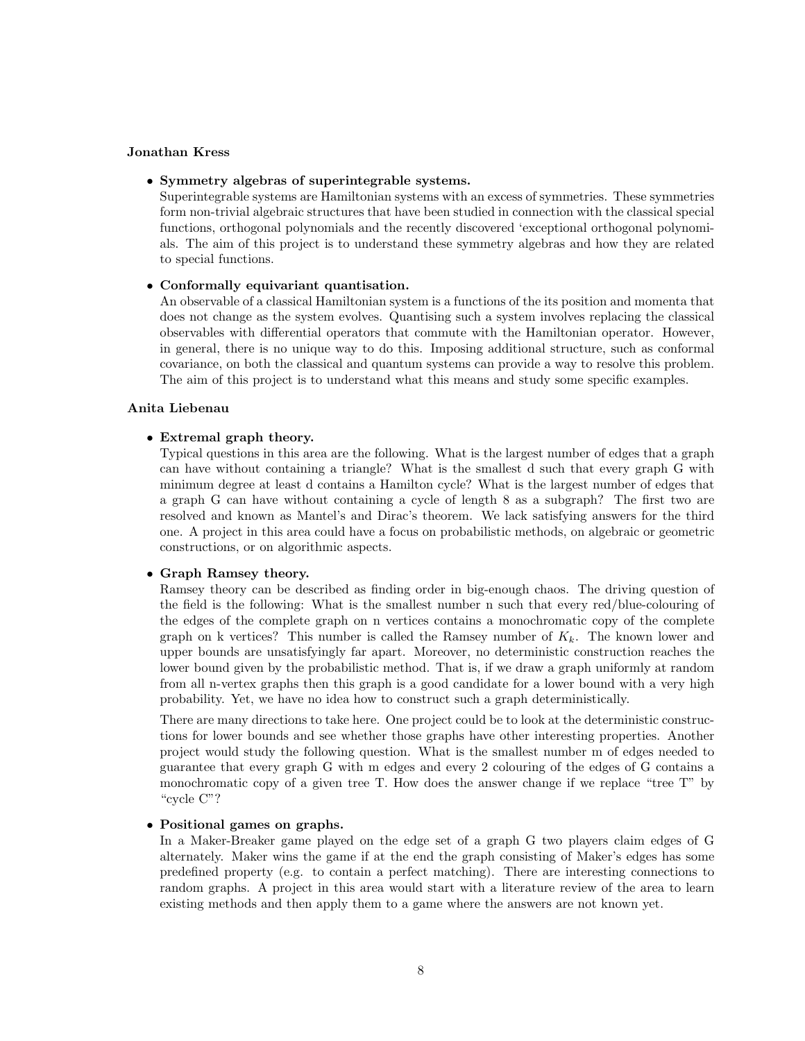**Jonathan Kress**

- **Symmetry algebras of superintegrable systems.**
  Superintegrable systems are Hamiltonian systems with an excess of symmetries. These symmetries form non-trivial algebraic structures that have been studied in connection with the classical special functions, orthogonal polynomials and the recently discovered 'exceptional orthogonal polynomials. The aim of this project is to understand these symmetry algebras and how they are related to special functions.

- **Conformally equivariant quantisation.**
  An observable of a classical Hamiltonian system is a functions of the its position and momenta that does not change as the system evolves. Quantising such a system involves replacing the classical observables with differential operators that commute with the Hamiltonian operator. However, in general, there is no unique way to do this. Imposing additional structure, such as conformal covariance, on both the classical and quantum systems can provide a way to resolve this problem. The aim of this project is to understand what this means and study some specific examples.

**Anita Liebenau**

- **Extremal graph theory.**
  Typical questions in this area are the following. What is the largest number of edges that a graph can have without containing a triangle? What is the smallest d such that every graph G with minimum degree at least d contains a Hamilton cycle? What is the largest number of edges that a graph G can have without containing a cycle of length 8 as a subgraph? The first two are resolved and known as Mantel's and Dirac's theorem. We lack satisfying answers for the third one. A project in this area could have a focus on probabilistic methods, on algebraic or geometric constructions, or on algorithmic aspects.

- **Graph Ramsey theory.**
  Ramsey theory can be described as finding order in big-enough chaos. The driving question of the field is the following: What is the smallest number n such that every red/blue-colouring of the edges of the complete graph on n vertices contains a monochromatic copy of the complete graph on k vertices? This number is called the Ramsey number of $K_k$. The known lower and upper bounds are unsatisfyingly far apart. Moreover, no deterministic construction reaches the lower bound given by the probabilistic method. That is, if we draw a graph uniformly at random from all n-vertex graphs then this graph is a good candidate for a lower bound with a very high probability. Yet, we have no idea how to construct such a graph deterministically.

  There are many directions to take here. One project could be to look at the deterministic constructions for lower bounds and see whether those graphs have other interesting properties. Another project would study the following question. What is the smallest number m of edges needed to guarantee that every graph G with m edges and every 2 colouring of the edges of G contains a monochromatic copy of a given tree T. How does the answer change if we replace "tree T" by "cycle C"?

- **Positional games on graphs.**
  In a Maker-Breaker game played on the edge set of a graph G two players claim edges of G alternately. Maker wins the game if at the end the graph consisting of Maker's edges has some predefined property (e.g. to contain a perfect matching). There are interesting connections to random graphs. A project in this area would start with a literature review of the area to learn existing methods and then apply them to a game where the answers are not known yet.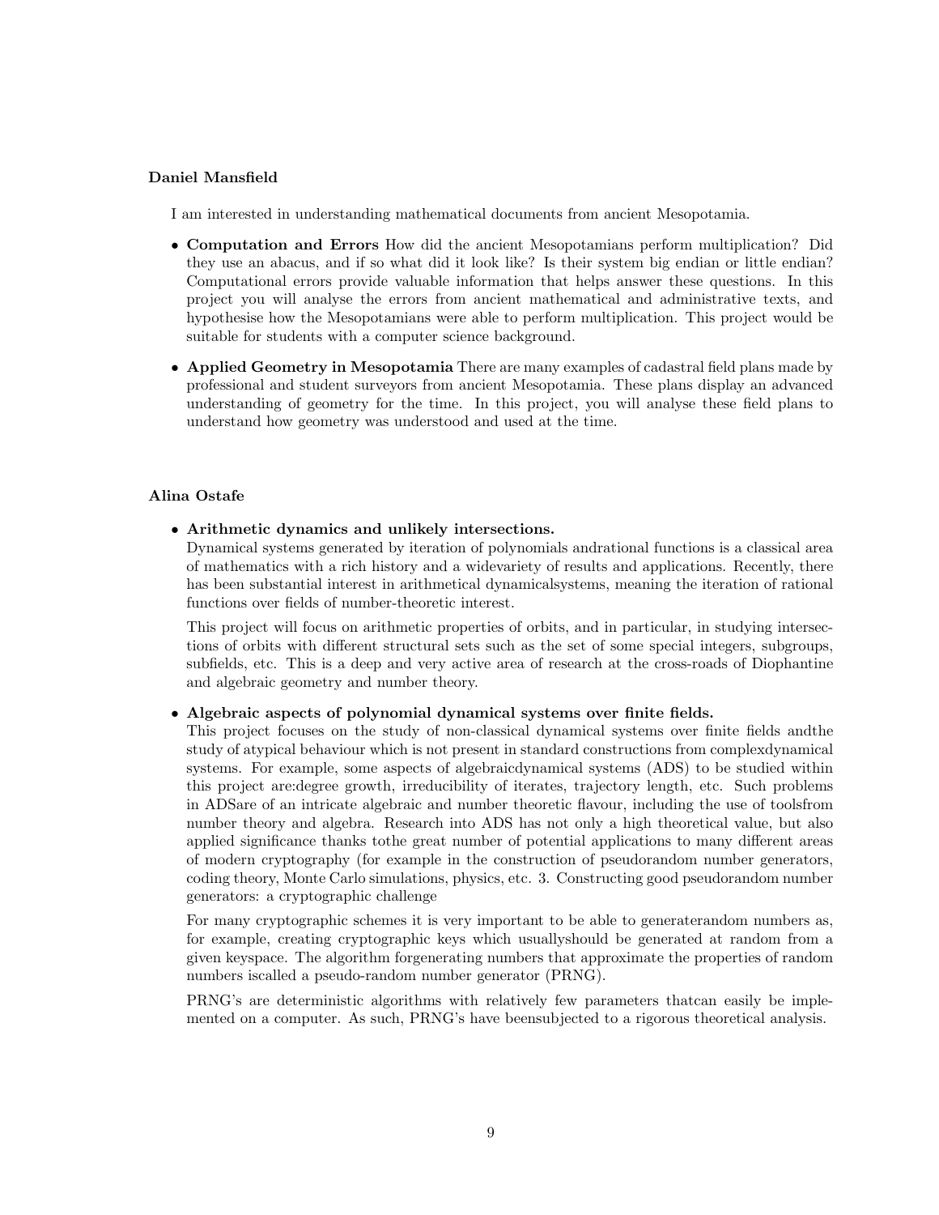**Daniel Mansfield**

I am interested in understanding mathematical documents from ancient Mesopotamia.

- **Computation and Errors** How did the ancient Mesopotamians perform multiplication? Did they use an abacus, and if so what did it look like? Is their system big endian or little endian? Computational errors provide valuable information that helps answer these questions. In this project you will analyse the errors from ancient mathematical and administrative texts, and hypothesise how the Mesopotamians were able to perform multiplication. This project would be suitable for students with a computer science background.

- **Applied Geometry in Mesopotamia** There are many examples of cadastral field plans made by professional and student surveyors from ancient Mesopotamia. These plans display an advanced understanding of geometry for the time. In this project, you will analyse these field plans to understand how geometry was understood and used at the time.

**Alina Ostafe**

- **Arithmetic dynamics and unlikely intersections.**
  Dynamical systems generated by iteration of polynomials andrational functions is a classical area of mathematics with a rich history and a widevariety of results and applications. Recently, there has been substantial interest in arithmetical dynamicalsystems, meaning the iteration of rational functions over fields of number-theoretic interest.

  This project will focus on arithmetic properties of orbits, and in particular, in studying intersections of orbits with different structural sets such as the set of some special integers, subgroups, subfields, etc. This is a deep and very active area of research at the cross-roads of Diophantine and algebraic geometry and number theory.

- **Algebraic aspects of polynomial dynamical systems over finite fields.**
  This project focuses on the study of non-classical dynamical systems over finite fields andthe study of atypical behaviour which is not present in standard constructions from complexdynamical systems. For example, some aspects of algebraicdynamical systems (ADS) to be studied within this project are:degree growth, irreducibility of iterates, trajectory length, etc. Such problems in ADSare of an intricate algebraic and number theoretic flavour, including the use of toolsfrom number theory and algebra. Research into ADS has not only a high theoretical value, but also applied significance thanks tothe great number of potential applications to many different areas of modern cryptography (for example in the construction of pseudorandom number generators, coding theory, Monte Carlo simulations, physics, etc. 3. Constructing good pseudorandom number generators: a cryptographic challenge

  For many cryptographic schemes it is very important to be able to generaterandom numbers as, for example, creating cryptographic keys which usuallyshould be generated at random from a given keyspace. The algorithm forgenerating numbers that approximate the properties of random numbers iscalled a pseudo-random number generator (PRNG).

  PRNG's are deterministic algorithms with relatively few parameters thatcan easily be implemented on a computer. As such, PRNG's have beensubjected to a rigorous theoretical analysis.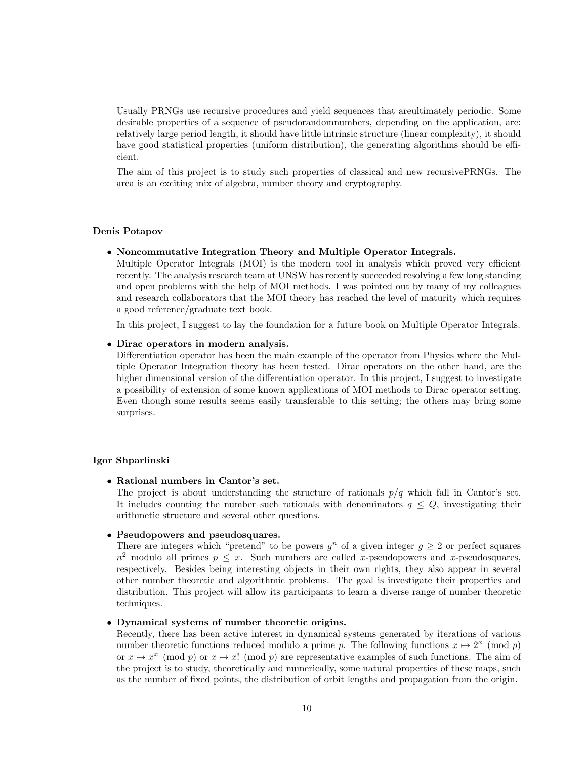Usually PRNGs use recursive procedures and yield sequences that areultimately periodic. Some desirable properties of a sequence of pseudorandomnumbers, depending on the application, are: relatively large period length, it should have little intrinsic structure (linear complexity), it should have good statistical properties (uniform distribution), the generating algorithms should be efficient.

The aim of this project is to study such properties of classical and new recursivePRNGs. The area is an exciting mix of algebra, number theory and cryptography.

**Denis Potapov**

- **Noncommutative Integration Theory and Multiple Operator Integrals.**
  Multiple Operator Integrals (MOI) is the modern tool in analysis which proved very efficient recently. The analysis research team at UNSW has recently succeeded resolving a few long standing and open problems with the help of MOI methods. I was pointed out by many of my colleagues and research collaborators that the MOI theory has reached the level of maturity which requires a good reference/graduate text book.

  In this project, I suggest to lay the foundation for a future book on Multiple Operator Integrals.

- **Dirac operators in modern analysis.**
  Differentiation operator has been the main example of the operator from Physics where the Multiple Operator Integration theory has been tested. Dirac operators on the other hand, are the higher dimensional version of the differentiation operator. In this project, I suggest to investigate a possibility of extension of some known applications of MOI methods to Dirac operator setting. Even though some results seems easily transferable to this setting; the others may bring some surprises.

**Igor Shparlinski**

- **Rational numbers in Cantor's set.**
  The project is about understanding the structure of rationals $p/q$ which fall in Cantor's set. It includes counting the number such rationals with denominators $q \le Q$, investigating their arithmetic structure and several other questions.

- **Pseudopowers and pseudosquares.**
  There are integers which "pretend" to be powers $g^n$ of a given integer $g \ge 2$ or perfect squares $n^2$ modulo all primes $p \le x$. Such numbers are called $x$-pseudopowers and $x$-pseudosquares, respectively. Besides being interesting objects in their own rights, they also appear in several other number theoretic and algorithmic problems. The goal is investigate their properties and distribution. This project will allow its participants to learn a diverse range of number theoretic techniques.

- **Dynamical systems of number theoretic origins.**
  Recently, there has been active interest in dynamical systems generated by iterations of various number theoretic functions reduced modulo a prime $p$. The following functions $x \mapsto 2^x \pmod p$ or $x \mapsto x^x \pmod p$ or $x \mapsto x! \pmod p$ are representative examples of such functions. The aim of the project is to study, theoretically and numerically, some natural properties of these maps, such as the number of fixed points, the distribution of orbit lengths and propagation from the origin.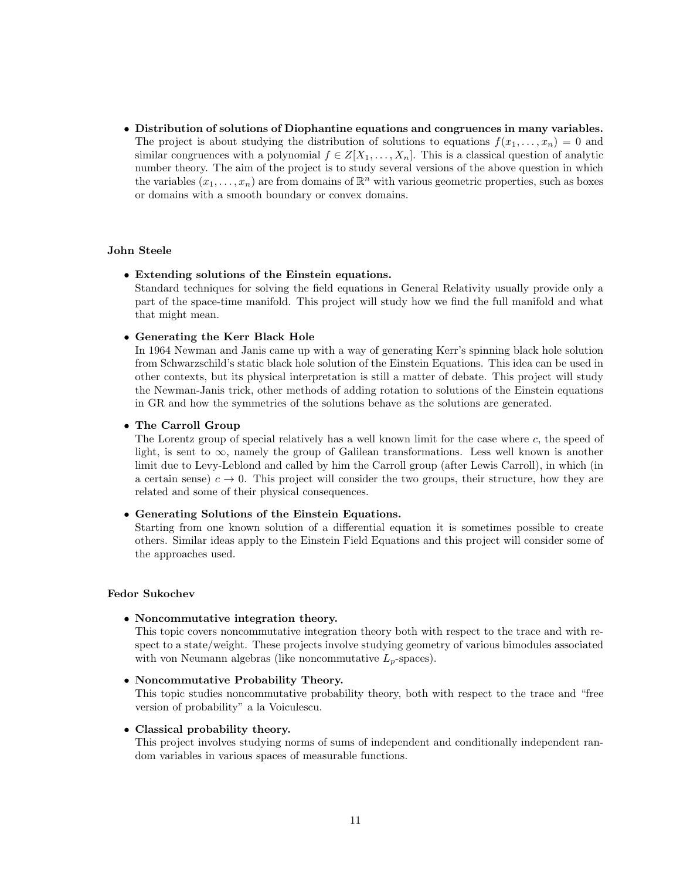- **Distribution of solutions of Diophantine equations and congruences in many variables.**
  The project is about studying the distribution of solutions to equations $f(x_1, \ldots, x_n) = 0$ and similar congruences with a polynomial $f \in Z[X_1, \ldots, X_n]$. This is a classical question of analytic number theory. The aim of the project is to study several versions of the above question in which the variables $(x_1, \ldots, x_n)$ are from domains of $\mathbb{R}^n$ with various geometric properties, such as boxes or domains with a smooth boundary or convex domains.

**John Steele**

- **Extending solutions of the Einstein equations.**
  Standard techniques for solving the field equations in General Relativity usually provide only a part of the space-time manifold. This project will study how we find the full manifold and what that might mean.

- **Generating the Kerr Black Hole**
  In 1964 Newman and Janis came up with a way of generating Kerr's spinning black hole solution from Schwarzschild's static black hole solution of the Einstein Equations. This idea can be used in other contexts, but its physical interpretation is still a matter of debate. This project will study the Newman-Janis trick, other methods of adding rotation to solutions of the Einstein equations in GR and how the symmetries of the solutions behave as the solutions are generated.

- **The Carroll Group**
  The Lorentz group of special relatively has a well known limit for the case where $c$, the speed of light, is sent to $\infty$, namely the group of Galilean transformations. Less well known is another limit due to Levy-Leblond and called by him the Carroll group (after Lewis Carroll), in which (in a certain sense) $c \to 0$. This project will consider the two groups, their structure, how they are related and some of their physical consequences.

- **Generating Solutions of the Einstein Equations.**
  Starting from one known solution of a differential equation it is sometimes possible to create others. Similar ideas apply to the Einstein Field Equations and this project will consider some of the approaches used.

**Fedor Sukochev**

- **Noncommutative integration theory.**
  This topic covers noncommutative integration theory both with respect to the trace and with respect to a state/weight. These projects involve studying geometry of various bimodules associated with von Neumann algebras (like noncommutative $L_p$-spaces).

- **Noncommutative Probability Theory.**
  This topic studies noncommutative probability theory, both with respect to the trace and "free version of probability" a la Voiculescu.

- **Classical probability theory.**
  This project involves studying norms of sums of independent and conditionally independent random variables in various spaces of measurable functions.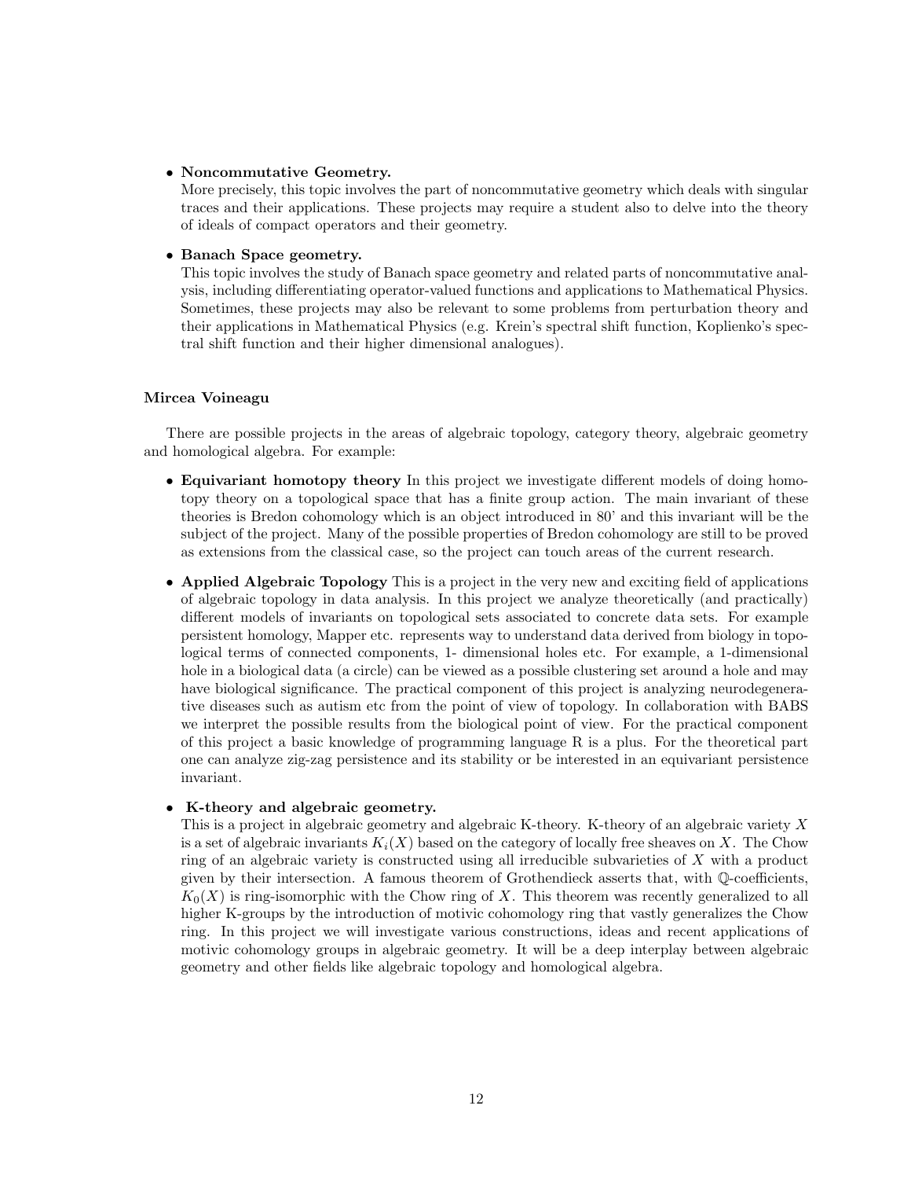- **Noncommutative Geometry.**
  More precisely, this topic involves the part of noncommutative geometry which deals with singular traces and their applications. These projects may require a student also to delve into the theory of ideals of compact operators and their geometry.

- **Banach Space geometry.**
  This topic involves the study of Banach space geometry and related parts of noncommutative analysis, including differentiating operator-valued functions and applications to Mathematical Physics. Sometimes, these projects may also be relevant to some problems from perturbation theory and their applications in Mathematical Physics (e.g. Krein's spectral shift function, Koplienko's spectral shift function and their higher dimensional analogues).

**Mircea Voineagu**

There are possible projects in the areas of algebraic topology, category theory, algebraic geometry and homological algebra. For example:

- **Equivariant homotopy theory** In this project we investigate different models of doing homotopy theory on a topological space that has a finite group action. The main invariant of these theories is Bredon cohomology which is an object introduced in 80' and this invariant will be the subject of the project. Many of the possible properties of Bredon cohomology are still to be proved as extensions from the classical case, so the project can touch areas of the current research.

- **Applied Algebraic Topology** This is a project in the very new and exciting field of applications of algebraic topology in data analysis. In this project we analyze theoretically (and practically) different models of invariants on topological sets associated to concrete data sets. For example persistent homology, Mapper etc. represents way to understand data derived from biology in topological terms of connected components, 1- dimensional holes etc. For example, a 1-dimensional hole in a biological data (a circle) can be viewed as a possible clustering set around a hole and may have biological significance. The practical component of this project is analyzing neurodegenerative diseases such as autism etc from the point of view of topology. In collaboration with BABS we interpret the possible results from the biological point of view. For the practical component of this project a basic knowledge of programming language R is a plus. For the theoretical part one can analyze zig-zag persistence and its stability or be interested in an equivariant persistence invariant.

- **K-theory and algebraic geometry.**
  This is a project in algebraic geometry and algebraic K-theory. K-theory of an algebraic variety $X$ is a set of algebraic invariants $K_i(X)$ based on the category of locally free sheaves on $X$. The Chow ring of an algebraic variety is constructed using all irreducible subvarieties of $X$ with a product given by their intersection. A famous theorem of Grothendieck asserts that, with $\mathbb{Q}$-coefficients, $K_0(X)$ is ring-isomorphic with the Chow ring of $X$. This theorem was recently generalized to all higher K-groups by the introduction of motivic cohomology ring that vastly generalizes the Chow ring. In this project we will investigate various constructions, ideas and recent applications of motivic cohomology groups in algebraic geometry. It will be a deep interplay between algebraic geometry and other fields like algebraic topology and homological algebra.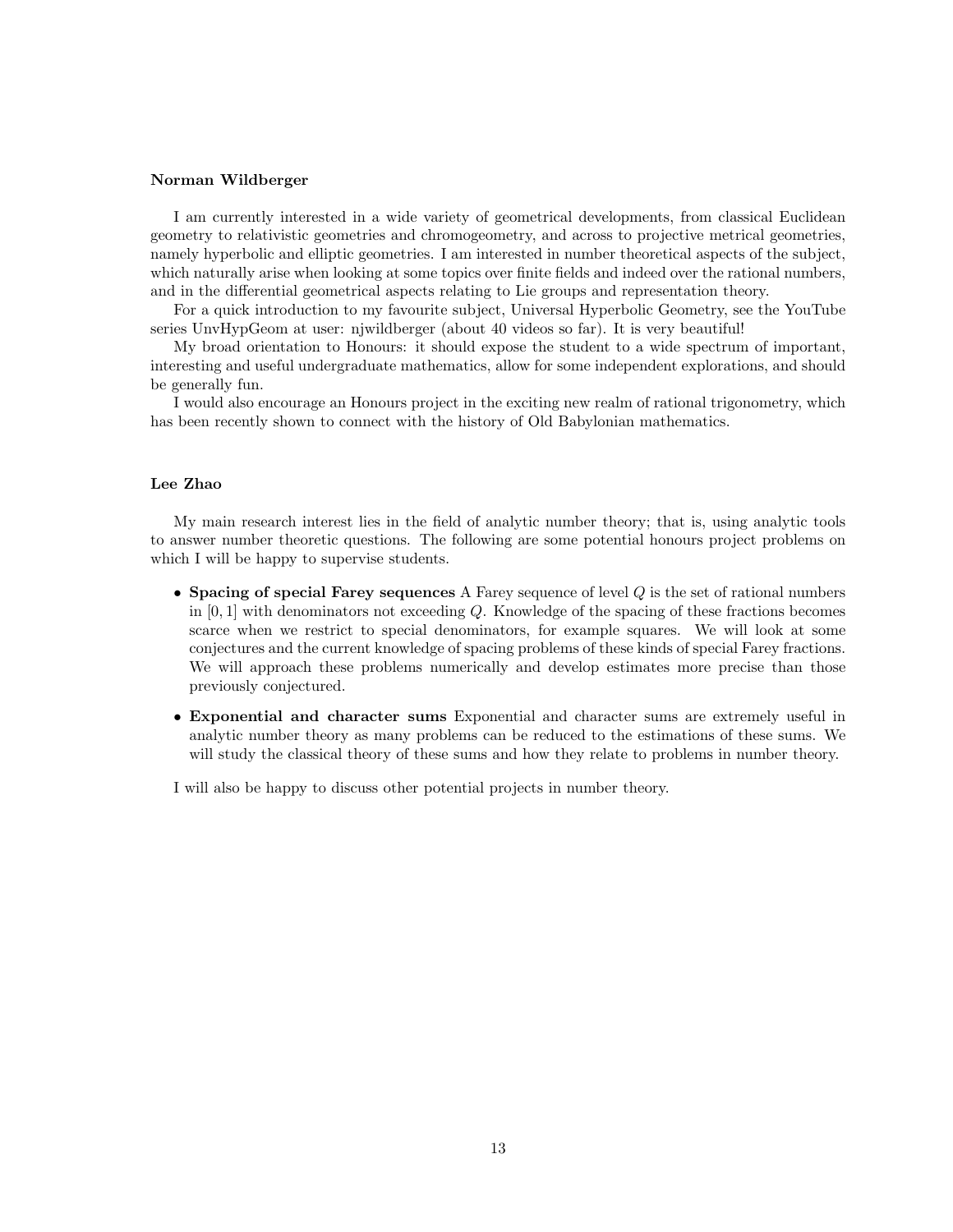**Norman Wildberger**

I am currently interested in a wide variety of geometrical developments, from classical Euclidean geometry to relativistic geometries and chromogeometry, and across to projective metrical geometries, namely hyperbolic and elliptic geometries. I am interested in number theoretical aspects of the subject, which naturally arise when looking at some topics over finite fields and indeed over the rational numbers, and in the differential geometrical aspects relating to Lie groups and representation theory.

For a quick introduction to my favourite subject, Universal Hyperbolic Geometry, see the YouTube series UnvHypGeom at user: njwildberger (about 40 videos so far). It is very beautiful!

My broad orientation to Honours: it should expose the student to a wide spectrum of important, interesting and useful undergraduate mathematics, allow for some independent explorations, and should be generally fun.

I would also encourage an Honours project in the exciting new realm of rational trigonometry, which has been recently shown to connect with the history of Old Babylonian mathematics.

**Lee Zhao**

My main research interest lies in the field of analytic number theory; that is, using analytic tools to answer number theoretic questions. The following are some potential honours project problems on which I will be happy to supervise students.

- **Spacing of special Farey sequences** A Farey sequence of level $Q$ is the set of rational numbers in $[0, 1]$ with denominators not exceeding $Q$. Knowledge of the spacing of these fractions becomes scarce when we restrict to special denominators, for example squares. We will look at some conjectures and the current knowledge of spacing problems of these kinds of special Farey fractions. We will approach these problems numerically and develop estimates more precise than those previously conjectured.
- **Exponential and character sums** Exponential and character sums are extremely useful in analytic number theory as many problems can be reduced to the estimations of these sums. We will study the classical theory of these sums and how they relate to problems in number theory.

I will also be happy to discuss other potential projects in number theory.